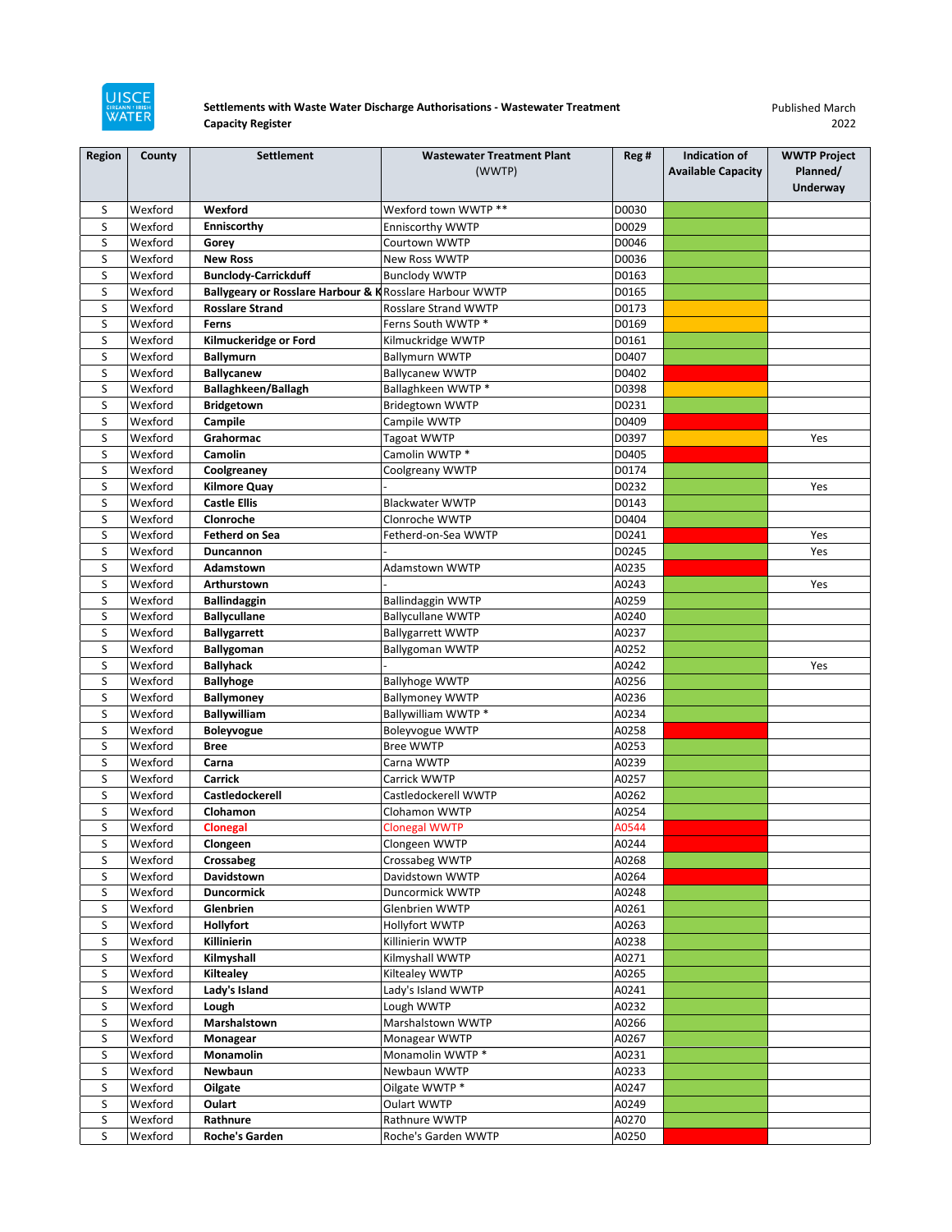**Settlements with Waste Water Discharge Authorisations - Wastewater Treatment Capacity Register**

Published March 2022

| Region | County | Settlement | Wastewater Treatment Plant (WWTP) | Reg # | Indication of Available Capacity | WWTP Project Planned/ Underway |
|---|---|---|---|---|---|---|
| S | Wexford | **Wexford** | Wexford town WWTP ** | D0030 | Green | |
| S | Wexford | **Enniscorthy** | Enniscorthy WWTP | D0029 | Green | |
| S | Wexford | **Gorey** | Courtown WWTP | D0046 | Green | |
| S | Wexford | **New Ross** | New Ross WWTP | D0036 | Green | |
| S | Wexford | **Bunclody-Carrickduff** | Bunclody WWTP | D0163 | Green | |
| S | Wexford | **Ballygeary or Rosslare Harbour & K** | Rosslare Harbour WWTP | D0165 | Green | |
| S | Wexford | **Rosslare Strand** | Rosslare Strand WWTP | D0173 | Amber | |
| S | Wexford | **Ferns** | Ferns South WWTP * | D0169 | Amber | |
| S | Wexford | **Kilmuckeridge or Ford** | Kilmuckridge WWTP | D0161 | Green | |
| S | Wexford | **Ballymurn** | Ballymurn WWTP | D0407 | Green | |
| S | Wexford | **Ballycanew** | Ballycanew WWTP | D0402 | Red | |
| S | Wexford | **Ballaghkeen/Ballagh** | Ballaghkeen WWTP * | D0398 | Amber | |
| S | Wexford | **Bridgetown** | Bridegtown WWTP | D0231 | Green | |
| S | Wexford | **Campile** | Campile WWTP | D0409 | Red | |
| S | Wexford | **Grahormac** | Tagoat WWTP | D0397 | Amber | Yes |
| S | Wexford | **Camolin** | Camolin WWTP * | D0405 | Red | |
| S | Wexford | **Coolgreaney** | Coolgreany WWTP | D0174 | Green | |
| S | Wexford | **Kilmore Quay** | - | D0232 | Green | Yes |
| S | Wexford | **Castle Ellis** | Blackwater WWTP | D0143 | Green | |
| S | Wexford | **Clonroche** | Clonroche WWTP | D0404 | Green | |
| S | Wexford | **Fethard on Sea** | Fetherd-on-Sea WWTP | D0241 | Red | Yes |
| S | Wexford | **Duncannon** | - | D0245 | Green | Yes |
| S | Wexford | **Adamstown** | Adamstown WWTP | A0235 | Red | |
| S | Wexford | **Arthurstown** | - | A0243 | Green | Yes |
| S | Wexford | **Ballindaggin** | Ballindaggin WWTP | A0259 | Green | |
| S | Wexford | **Ballycullane** | Ballycullane WWTP | A0240 | Green | |
| S | Wexford | **Ballygarrett** | Ballygarrett WWTP | A0237 | Green | |
| S | Wexford | **Ballygoman** | Ballygoman WWTP | A0252 | Green | |
| S | Wexford | **Ballyhack** | - | A0242 | Green | Yes |
| S | Wexford | **Ballyhoge** | Ballyhoge WWTP | A0256 | Green | |
| S | Wexford | **Ballymoney** | Ballymoney WWTP | A0236 | Green | |
| S | Wexford | **Ballywilliam** | Ballywilliam WWTP * | A0234 | Green | |
| S | Wexford | **Boleyvogue** | Boleyvogue WWTP | A0258 | Red | |
| S | Wexford | **Bree** | Bree WWTP | A0253 | Green | |
| S | Wexford | **Carna** | Carna WWTP | A0239 | Green | |
| S | Wexford | **Carrick** | Carrick WWTP | A0257 | Green | |
| S | Wexford | **Castledockerell** | Castledockerell WWTP | A0262 | Green | |
| S | Wexford | **Clohamon** | Clohamon WWTP | A0254 | Green | |
| S | Wexford | **Clonegal** | Clonegal WWTP | A0544 | Red | |
| S | Wexford | **Clongeen** | Clongeen WWTP | A0244 | Red | |
| S | Wexford | **Crossabeg** | Crossabeg WWTP | A0268 | Green | |
| S | Wexford | **Davidstown** | Davidstown WWTP | A0264 | Red | |
| S | Wexford | **Duncormick** | Duncormick WWTP | A0248 | Green | |
| S | Wexford | **Glenbrien** | Glenbrien WWTP | A0261 | Green | |
| S | Wexford | **Hollyfort** | Hollyfort WWTP | A0263 | Green | |
| S | Wexford | **Killinierin** | Killinierin WWTP | A0238 | Green | |
| S | Wexford | **Kilmyshall** | Kilmyshall WWTP | A0271 | Green | |
| S | Wexford | **Kiltealey** | Kiltealey WWTP | A0265 | Green | |
| S | Wexford | **Lady's Island** | Lady's Island WWTP | A0241 | Green | |
| S | Wexford | **Lough** | Lough WWTP | A0232 | Green | |
| S | Wexford | **Marshalstown** | Marshalstown WWTP | A0266 | Green | |
| S | Wexford | **Monagear** | Monagear WWTP | A0267 | Green | |
| S | Wexford | **Monamolin** | Monamolin WWTP * | A0231 | Green | |
| S | Wexford | **Newbaun** | Newbaun WWTP | A0233 | Green | |
| S | Wexford | **Oilgate** | Oilgate WWTP * | A0247 | Green | |
| S | Wexford | **Oulart** | Oulart WWTP | A0249 | Green | |
| S | Wexford | **Rathnure** | Rathnure WWTP | A0270 | Green | |
| S | Wexford | **Roche's Garden** | Roche's Garden WWTP | A0250 | Red | |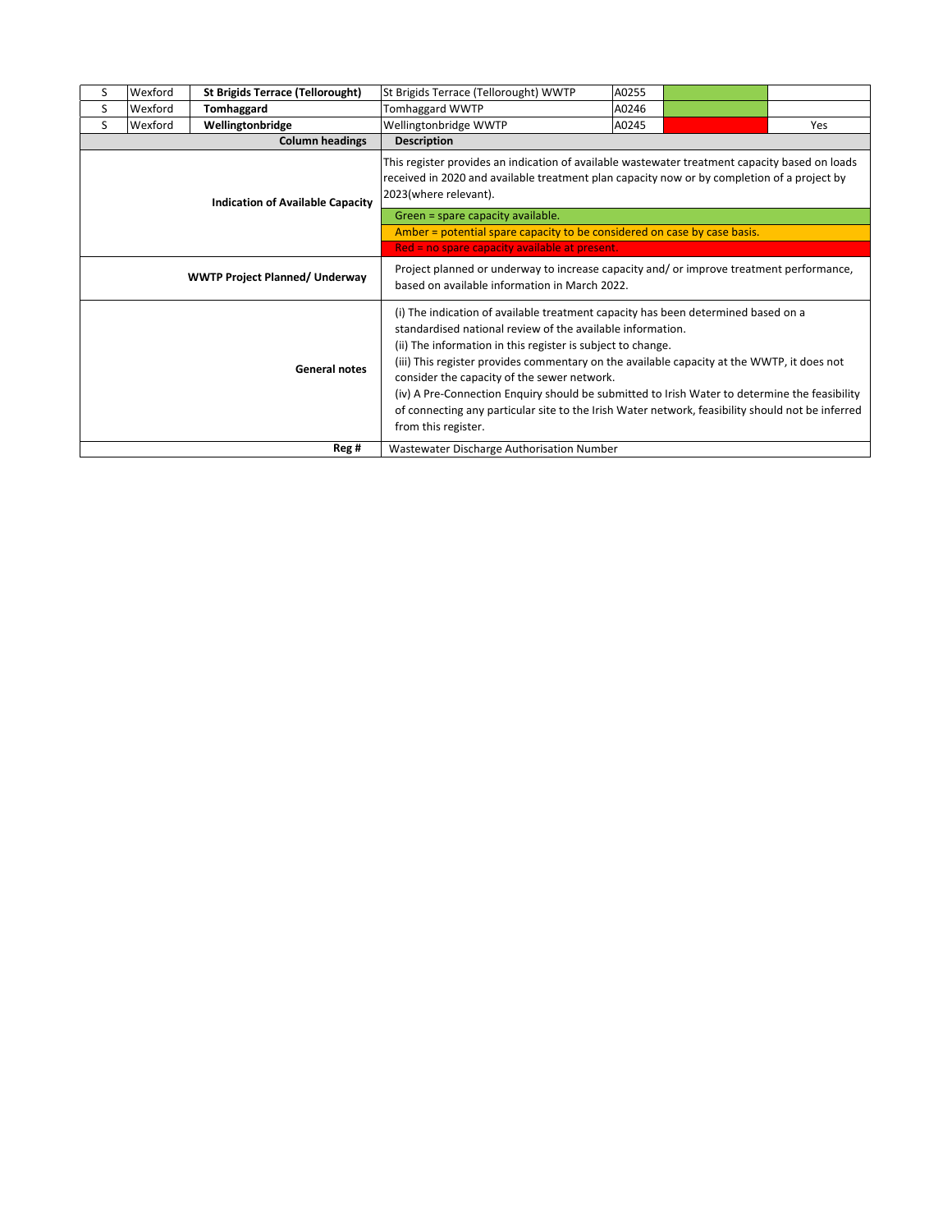| | | | | | | |
|---|---|---|---|---|---|---|
| S | Wexford | **St Brigids Terrace (Tellorought)** | St Brigids Terrace (Tellorought) WWTP | A0255 | Green | |
| S | Wexford | **Tomhaggard** | Tomhaggard WWTP | A0246 | Green | |
| S | Wexford | **Wellingtonbridge** | Wellingtonbridge WWTP | A0245 | Red | Yes |

| **Column headings** | **Description** |
|---|---|
| **Indication of Available Capacity** | This register provides an indication of available wastewater treatment capacity based on loads received in 2020 and available treatment plan capacity now or by completion of a project by 2023(where relevant).<br>Green = spare capacity available.<br>Amber = potential spare capacity to be considered on case by case basis.<br>Red = no spare capacity available at present. |
| **WWTP Project Planned/ Underway** | Project planned or underway to increase capacity and/ or improve treatment performance, based on available information in March 2022. |
| **General notes** | (i) The indication of available treatment capacity has been determined based on a standardised national review of the available information.<br>(ii) The information in this register is subject to change.<br>(iii) This register provides commentary on the available capacity at the WWTP, it does not consider the capacity of the sewer network.<br>(iv) A Pre-Connection Enquiry should be submitted to Irish Water to determine the feasibility of connecting any particular site to the Irish Water network, feasibility should not be inferred from this register. |
| **Reg #** | Wastewater Discharge Authorisation Number |